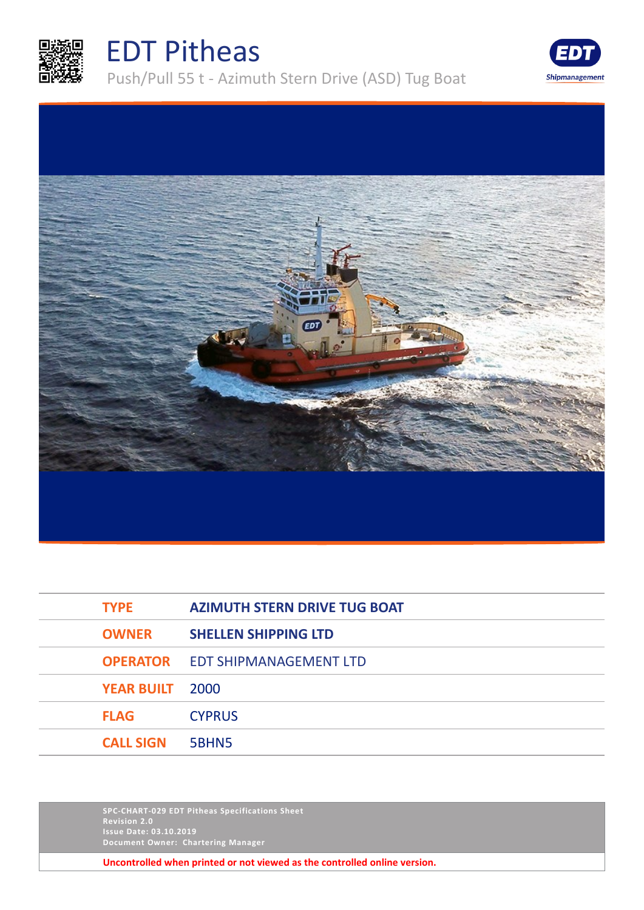# EDT Pitheas

Push/Pull 55 t - Azimuth Stern Drive (ASD) Tug Boat

EDT Shipmanagement

| | |
|---|---|
| **TYPE** | **AZIMUTH STERN DRIVE TUG BOAT** |
| **OWNER** | **SHELLEN SHIPPING LTD** |
| **OPERATOR** | EDT SHIPMANAGEMENT LTD |
| **YEAR BUILT** | 2000 |
| **FLAG** | CYPRUS |
| **CALL SIGN** | 5BHN5 |

**SPC-CHART-029 EDT Pitheas Specifications Sheet**
**Revision 2.0**
**Issue Date: 03.10.2019**
**Document Owner: Chartering Manager**

**Uncontrolled when printed or not viewed as the controlled online version.**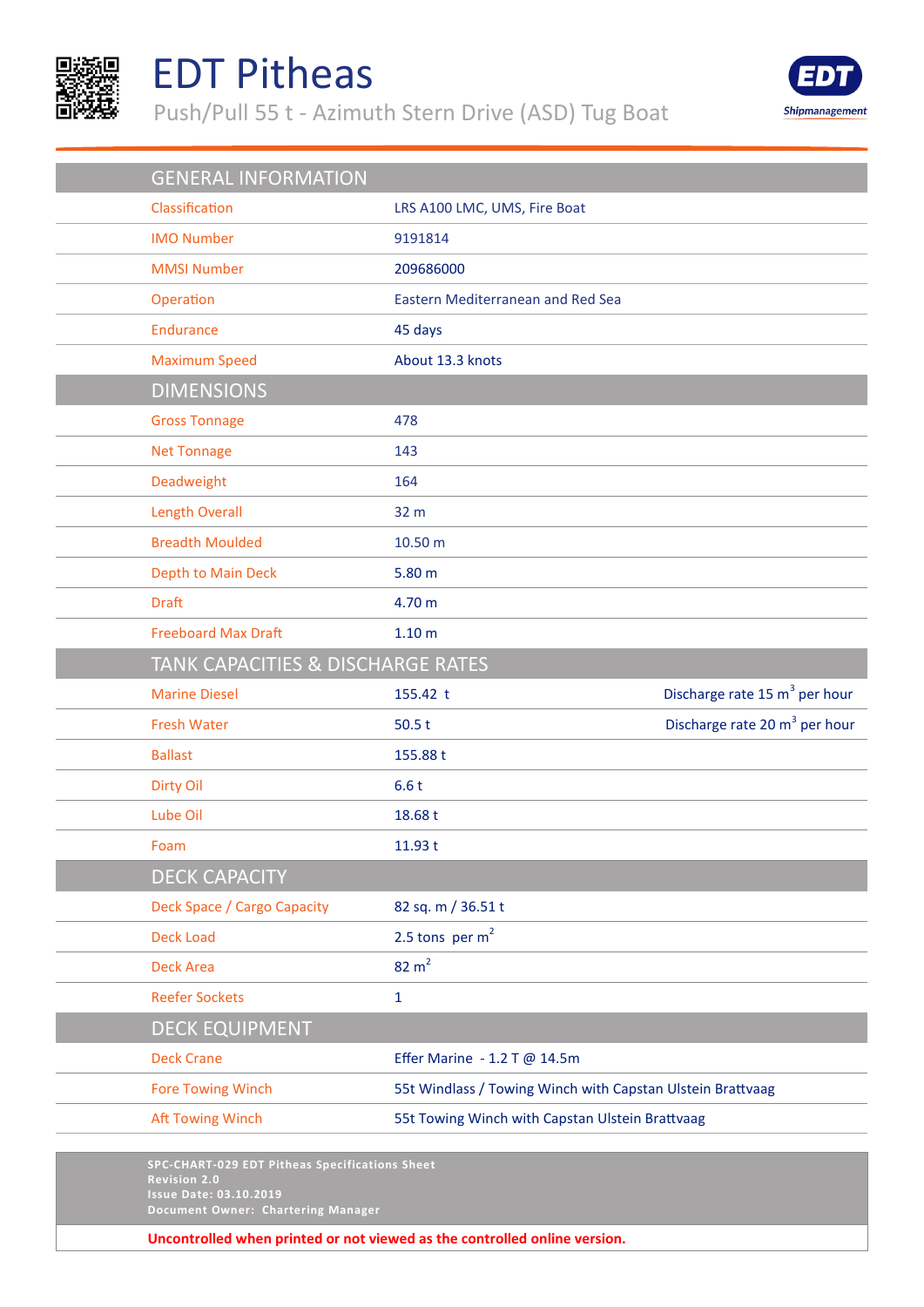# EDT Pitheas

Push/Pull 55 t - Azimuth Stern Drive (ASD) Tug Boat

EDT Shipmanagement

| GENERAL INFORMATION | | |
|---|---|---|
| Classification | LRS A100 LMC, UMS, Fire Boat | |
| IMO Number | 9191814 | |
| MMSI Number | 209686000 | |
| Operation | Eastern Mediterranean and Red Sea | |
| Endurance | 45 days | |
| Maximum Speed | About 13.3 knots | |
| **DIMENSIONS** | | |
| Gross Tonnage | 478 | |
| Net Tonnage | 143 | |
| Deadweight | 164 | |
| Length Overall | 32 m | |
| Breadth Moulded | 10.50 m | |
| Depth to Main Deck | 5.80 m | |
| Draft | 4.70 m | |
| Freeboard Max Draft | 1.10 m | |
| **TANK CAPACITIES & DISCHARGE RATES** | | |
| Marine Diesel | 155.42 t | Discharge rate 15 $m^3$ per hour |
| Fresh Water | 50.5 t | Discharge rate 20 $m^3$ per hour |
| Ballast | 155.88 t | |
| Dirty Oil | 6.6 t | |
| Lube Oil | 18.68 t | |
| Foam | 11.93 t | |
| **DECK CAPACITY** | | |
| Deck Space / Cargo Capacity | 82 sq. m / 36.51 t | |
| Deck Load | 2.5 tons per $m^2$ | |
| Deck Area | 82 $m^2$ | |
| Reefer Sockets | 1 | |
| **DECK EQUIPMENT** | | |
| Deck Crane | Effer Marine - 1.2 T @ 14.5m | |
| Fore Towing Winch | 55t Windlass / Towing Winch with Capstan Ulstein Brattvaag | |
| Aft Towing Winch | 55t Towing Winch with Capstan Ulstein Brattvaag | |

**SPC-CHART-029 EDT Pitheas Specifications Sheet**
**Revision 2.0**
**Issue Date: 03.10.2019**
**Document Owner: Chartering Manager**

**Uncontrolled when printed or not viewed as the controlled online version.**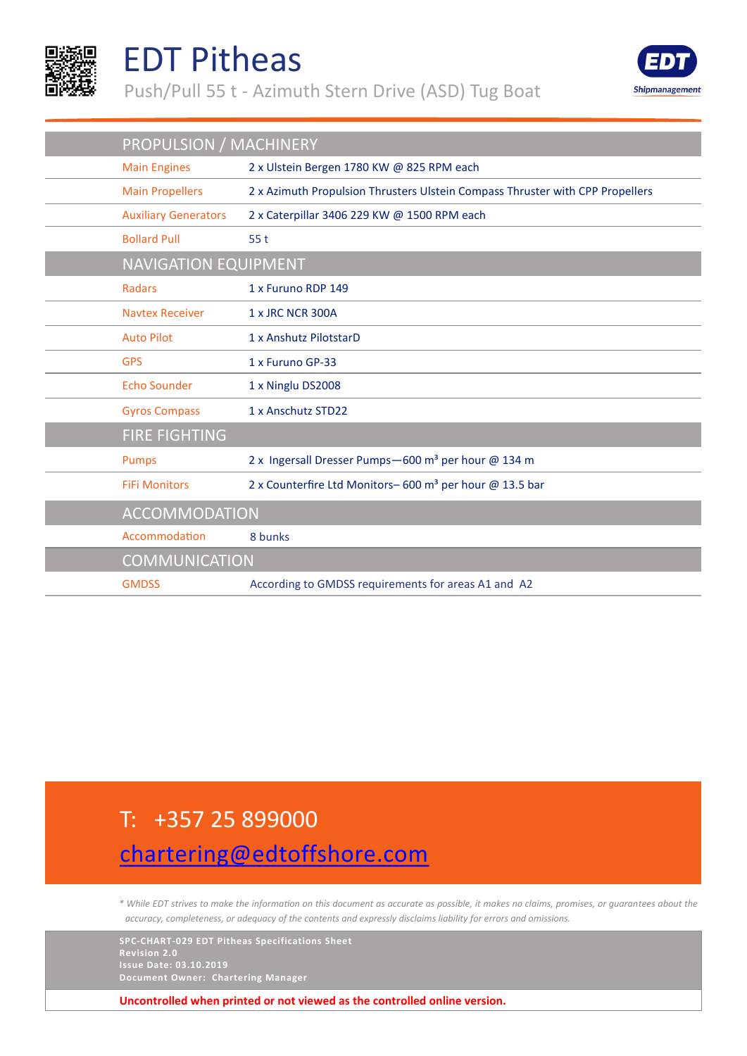# EDT Pitheas

Push/Pull 55 t - Azimuth Stern Drive (ASD) Tug Boat

| | |
|---|---|
| **PROPULSION / MACHINERY** | |
| Main Engines | 2 x Ulstein Bergen 1780 KW @ 825 RPM each |
| Main Propellers | 2 x Azimuth Propulsion Thrusters Ulstein Compass Thruster with CPP Propellers |
| Auxiliary Generators | 2 x Caterpillar 3406 229 KW @ 1500 RPM each |
| Bollard Pull | 55 t |
| **NAVIGATION EQUIPMENT** | |
| Radars | 1 x Furuno RDP 149 |
| Navtex Receiver | 1 x JRC NCR 300A |
| Auto Pilot | 1 x Anshutz PilotstarD |
| GPS | 1 x Furuno GP-33 |
| Echo Sounder | 1 x Ninglu DS2008 |
| Gyros Compass | 1 x Anschutz STD22 |
| **FIRE FIGHTING** | |
| Pumps | 2 x Ingersall Dresser Pumps—600 m³ per hour @ 134 m |
| FiFi Monitors | 2 x Counterfire Ltd Monitors– 600 m³ per hour @ 13.5 bar |
| **ACCOMMODATION** | |
| Accommodation | 8 bunks |
| **COMMUNICATION** | |
| GMDSS | According to GMDSS requirements for areas A1 and A2 |

T: +357 25 899000

chartering@edtoffshore.com

*\* While EDT strives to make the information on this document as accurate as possible, it makes no claims, promises, or guarantees about the accuracy, completeness, or adequacy of the contents and expressly disclaims liability for errors and omissions.*

**SPC-CHART-029 EDT Pitheas Specifications Sheet**
**Revision 2.0**
**Issue Date: 03.10.2019**
**Document Owner: Chartering Manager**

**Uncontrolled when printed or not viewed as the controlled online version.**